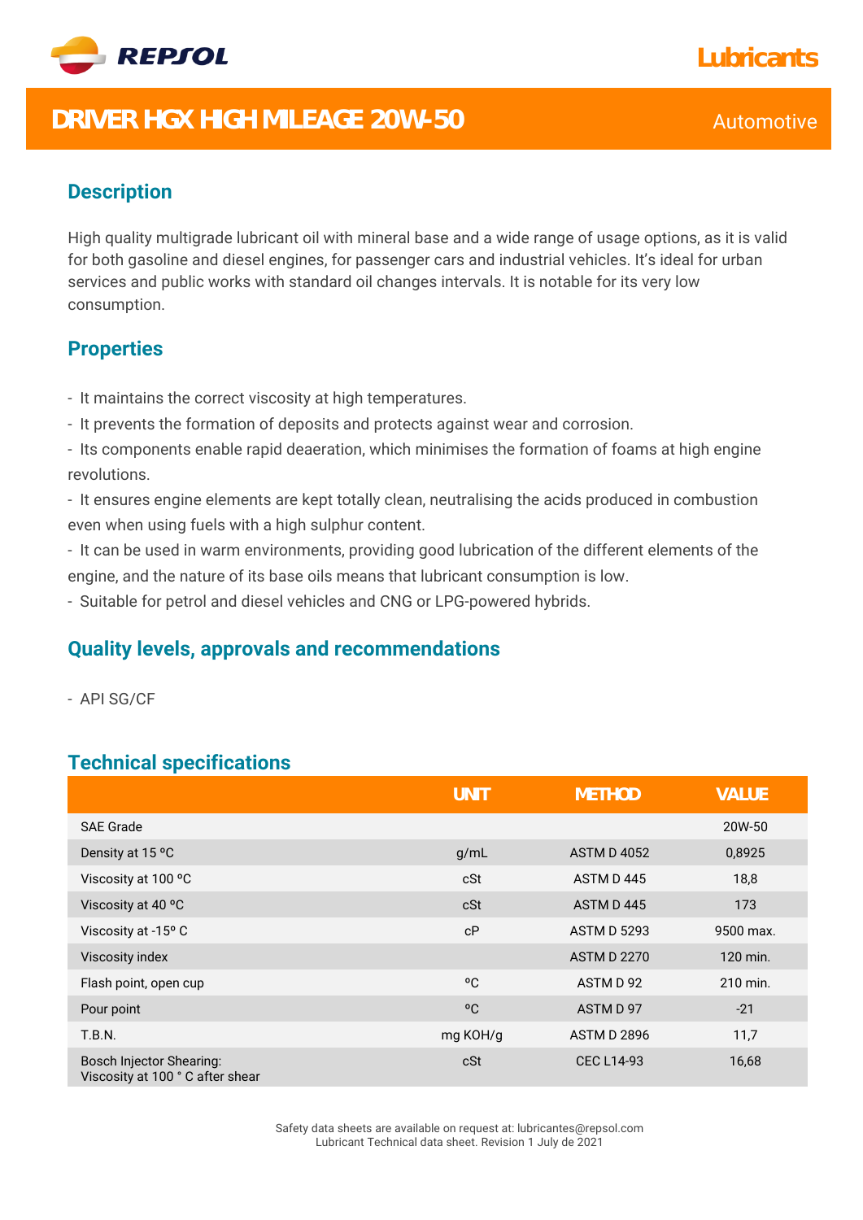REPSOL

Lubricants

# DRIVER HGX HIGH MILEAGE 20W-50

Automotive

## Description

High quality multigrade lubricant oil with mineral base and a wide range of usage options, as it is valid for both gasoline and diesel engines, for passenger cars and industrial vehicles. It's ideal for urban services and public works with standard oil changes intervals. It is notable for its very low consumption.

## Properties

- It maintains the correct viscosity at high temperatures.
- It prevents the formation of deposits and protects against wear and corrosion.
- Its components enable rapid deaeration, which minimises the formation of foams at high engine revolutions.
- It ensures engine elements are kept totally clean, neutralising the acids produced in combustion even when using fuels with a high sulphur content.
- It can be used in warm environments, providing good lubrication of the different elements of the engine, and the nature of its base oils means that lubricant consumption is low.
- Suitable for petrol and diesel vehicles and CNG or LPG-powered hybrids.

## Quality levels, approvals and recommendations

- API SG/CF

## Technical specifications

| | UNIT | METHOD | VALUE |
|---|---|---|---|
| SAE Grade | | | 20W-50 |
| Density at 15 ºC | g/mL | ASTM D 4052 | 0,8925 |
| Viscosity at 100 ºC | cSt | ASTM D 445 | 18,8 |
| Viscosity at 40 ºC | cSt | ASTM D 445 | 173 |
| Viscosity at -15º C | cP | ASTM D 5293 | 9500 max. |
| Viscosity index | | ASTM D 2270 | 120 min. |
| Flash point, open cup | ºC | ASTM D 92 | 210 min. |
| Pour point | ºC | ASTM D 97 | -21 |
| T.B.N. | mg KOH/g | ASTM D 2896 | 11,7 |
| Bosch Injector Shearing: Viscosity at 100 ° C after shear | cSt | CEC L14-93 | 16,68 |

Safety data sheets are available on request at: lubricantes@repsol.com
Lubricant Technical data sheet. Revision 1 July de 2021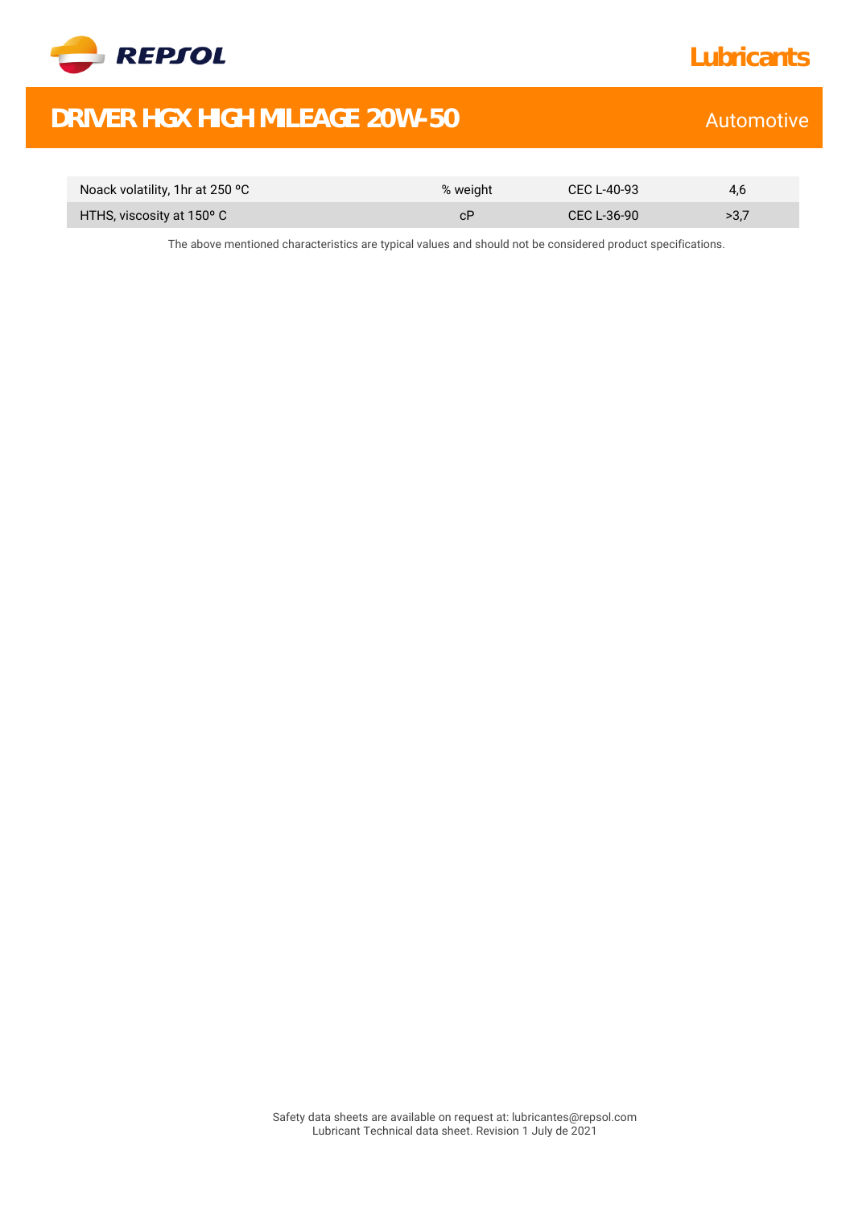# DRIVER HGX HIGH MILEAGE 20W-50

Automotive

| | | | |
|---|---|---|---|
| Noack volatility, 1hr at 250 ºC | % weight | CEC L-40-93 | 4,6 |
| HTHS, viscosity at 150º C | cP | CEC L-36-90 | >3,7 |

The above mentioned characteristics are typical values and should not be considered product specifications.

Safety data sheets are available on request at: lubricantes@repsol.com
Lubricant Technical data sheet. Revision 1 July de 2021